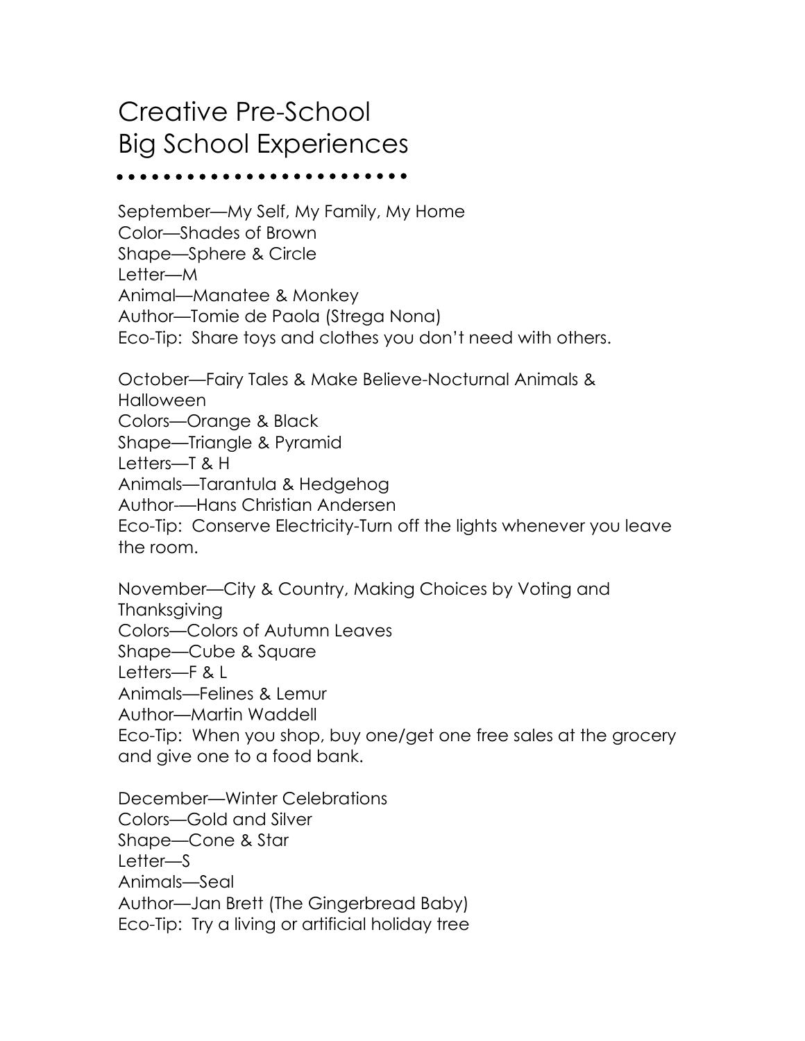# Creative Pre-School
# Big School Experiences

September—My Self, My Family, My Home
Color—Shades of Brown
Shape—Sphere & Circle
Letter—M
Animal—Manatee & Monkey
Author—Tomie de Paola (Strega Nona)
Eco-Tip: Share toys and clothes you don't need with others.

October—Fairy Tales & Make Believe-Nocturnal Animals & Halloween
Colors—Orange & Black
Shape—Triangle & Pyramid
Letters—T & H
Animals—Tarantula & Hedgehog
Author-—Hans Christian Andersen
Eco-Tip: Conserve Electricity-Turn off the lights whenever you leave the room.

November—City & Country, Making Choices by Voting and Thanksgiving
Colors—Colors of Autumn Leaves
Shape—Cube & Square
Letters—F & L
Animals—Felines & Lemur
Author—Martin Waddell
Eco-Tip: When you shop, buy one/get one free sales at the grocery and give one to a food bank.

December—Winter Celebrations
Colors—Gold and Silver
Shape—Cone & Star
Letter—S
Animals—Seal
Author—Jan Brett (The Gingerbread Baby)
Eco-Tip: Try a living or artificial holiday tree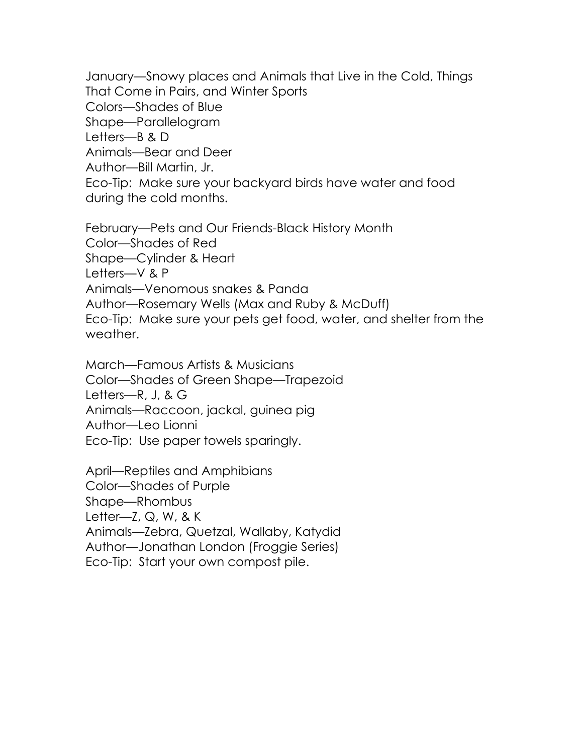January—Snowy places and Animals that Live in the Cold, Things That Come in Pairs, and Winter Sports
Colors—Shades of Blue
Shape—Parallelogram
Letters—B & D
Animals—Bear and Deer
Author—Bill Martin, Jr.
Eco-Tip: Make sure your backyard birds have water and food during the cold months.

February—Pets and Our Friends-Black History Month
Color—Shades of Red
Shape—Cylinder & Heart
Letters—V & P
Animals—Venomous snakes & Panda
Author—Rosemary Wells (Max and Ruby & McDuff)
Eco-Tip: Make sure your pets get food, water, and shelter from the weather.

March—Famous Artists & Musicians
Color—Shades of Green Shape—Trapezoid
Letters—R, J, & G
Animals—Raccoon, jackal, guinea pig
Author—Leo Lionni
Eco-Tip: Use paper towels sparingly.

April—Reptiles and Amphibians
Color—Shades of Purple
Shape—Rhombus
Letter—Z, Q, W, & K
Animals—Zebra, Quetzal, Wallaby, Katydid
Author—Jonathan London (Froggie Series)
Eco-Tip: Start your own compost pile.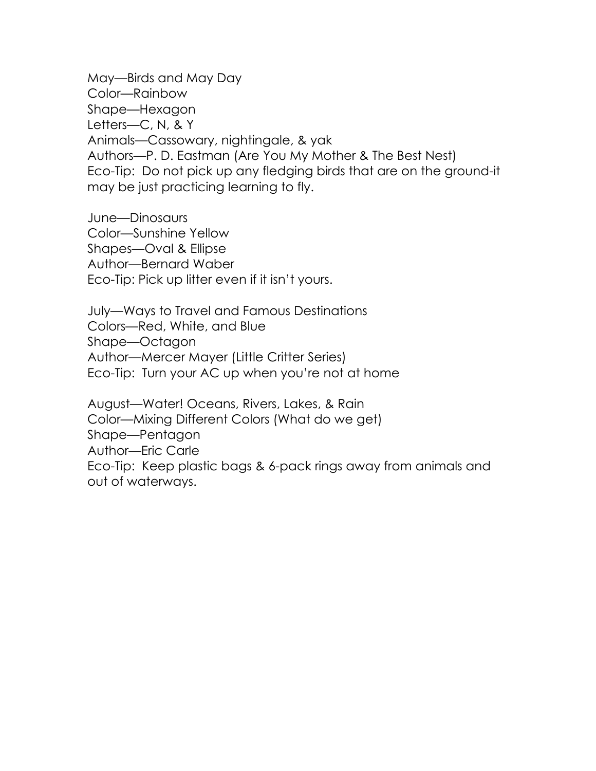May—Birds and May Day
Color—Rainbow
Shape—Hexagon
Letters—C, N, & Y
Animals—Cassowary, nightingale, & yak
Authors—P. D. Eastman (Are You My Mother & The Best Nest)
Eco-Tip: Do not pick up any fledging birds that are on the ground-it may be just practicing learning to fly.

June—Dinosaurs
Color—Sunshine Yellow
Shapes—Oval & Ellipse
Author—Bernard Waber
Eco-Tip: Pick up litter even if it isn't yours.

July—Ways to Travel and Famous Destinations
Colors—Red, White, and Blue
Shape—Octagon
Author—Mercer Mayer (Little Critter Series)
Eco-Tip: Turn your AC up when you're not at home

August—Water! Oceans, Rivers, Lakes, & Rain
Color—Mixing Different Colors (What do we get)
Shape—Pentagon
Author—Eric Carle
Eco-Tip: Keep plastic bags & 6-pack rings away from animals and out of waterways.